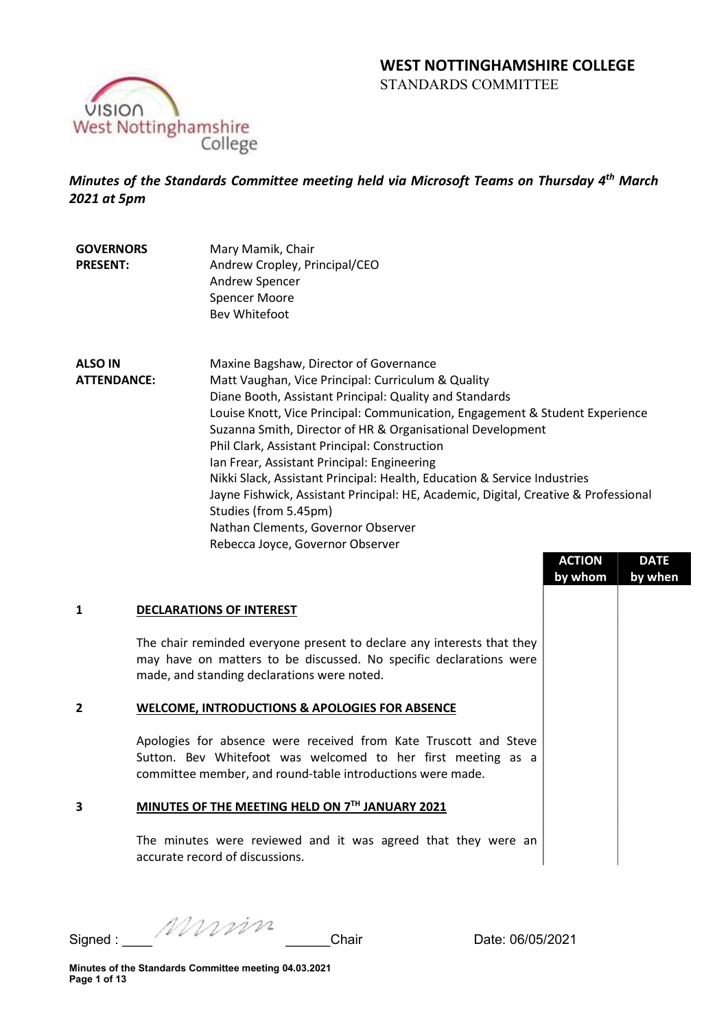# WEST NOTTINGHAMSHIRE COLLEGE

STANDARDS COMMITTEE

***Minutes of the Standards Committee meeting held via Microsoft Teams on Thursday 4th March 2021 at 5pm***

| | |
|---|---|
| **GOVERNORS PRESENT:** | Mary Mamik, Chair<br>Andrew Cropley, Principal/CEO<br>Andrew Spencer<br>Spencer Moore<br>Bev Whitefoot |
| **ALSO IN ATTENDANCE:** | Maxine Bagshaw, Director of Governance<br>Matt Vaughan, Vice Principal: Curriculum & Quality<br>Diane Booth, Assistant Principal: Quality and Standards<br>Louise Knott, Vice Principal: Communication, Engagement & Student Experience<br>Suzanna Smith, Director of HR & Organisational Development<br>Phil Clark, Assistant Principal: Construction<br>Ian Frear, Assistant Principal: Engineering<br>Nikki Slack, Assistant Principal: Health, Education & Service Industries<br>Jayne Fishwick, Assistant Principal: HE, Academic, Digital, Creative & Professional Studies (from 5.45pm)<br>Nathan Clements, Governor Observer<br>Rebecca Joyce, Governor Observer |

| | | ACTION by whom | DATE by when |
|---|---|---|---|
| **1** | **DECLARATIONS OF INTEREST** | | |
| | The chair reminded everyone present to declare any interests that they may have on matters to be discussed. No specific declarations were made, and standing declarations were noted. | | |
| **2** | **WELCOME, INTRODUCTIONS & APOLOGIES FOR ABSENCE** | | |
| | Apologies for absence were received from Kate Truscott and Steve Sutton. Bev Whitefoot was welcomed to her first meeting as a committee member, and round-table introductions were made. | | |
| **3** | **MINUTES OF THE MEETING HELD ON 7TH JANUARY 2021** | | |
| | The minutes were reviewed and it was agreed that they were an accurate record of discussions. | | |

Signed : ____ *[signature]* ______Chair    Date: 06/05/2021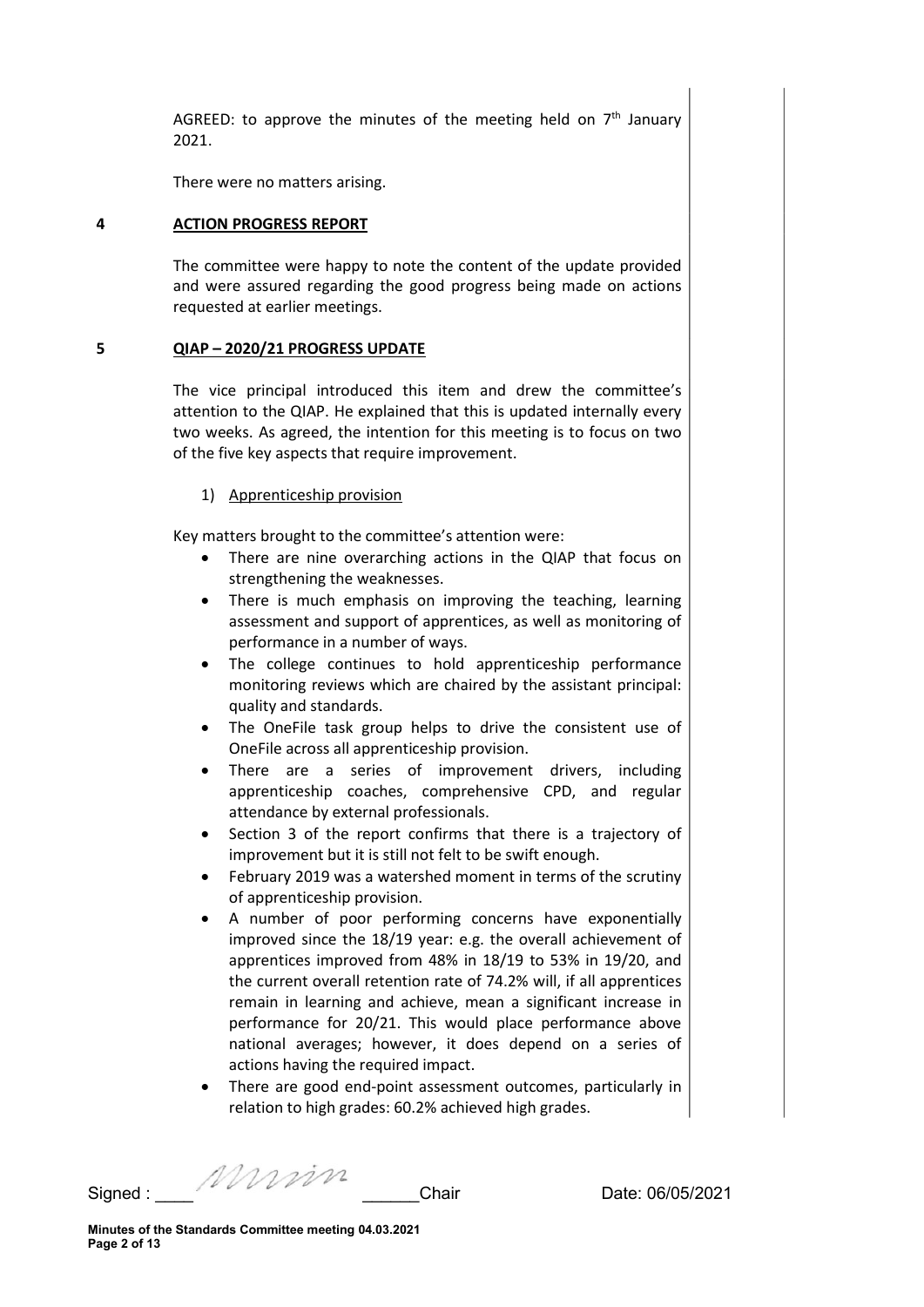AGREED: to approve the minutes of the meeting held on 7th January 2021.

There were no matters arising.

## 4 ACTION PROGRESS REPORT

The committee were happy to note the content of the update provided and were assured regarding the good progress being made on actions requested at earlier meetings.

## 5 QIAP – 2020/21 PROGRESS UPDATE

The vice principal introduced this item and drew the committee's attention to the QIAP. He explained that this is updated internally every two weeks. As agreed, the intention for this meeting is to focus on two of the five key aspects that require improvement.

1) Apprenticeship provision

Key matters brought to the committee's attention were:

- There are nine overarching actions in the QIAP that focus on strengthening the weaknesses.
- There is much emphasis on improving the teaching, learning assessment and support of apprentices, as well as monitoring of performance in a number of ways.
- The college continues to hold apprenticeship performance monitoring reviews which are chaired by the assistant principal: quality and standards.
- The OneFile task group helps to drive the consistent use of OneFile across all apprenticeship provision.
- There are a series of improvement drivers, including apprenticeship coaches, comprehensive CPD, and regular attendance by external professionals.
- Section 3 of the report confirms that there is a trajectory of improvement but it is still not felt to be swift enough.
- February 2019 was a watershed moment in terms of the scrutiny of apprenticeship provision.
- A number of poor performing concerns have exponentially improved since the 18/19 year: e.g. the overall achievement of apprentices improved from 48% in 18/19 to 53% in 19/20, and the current overall retention rate of 74.2% will, if all apprentices remain in learning and achieve, mean a significant increase in performance for 20/21. This would place performance above national averages; however, it does depend on a series of actions having the required impact.
- There are good end-point assessment outcomes, particularly in relation to high grades: 60.2% achieved high grades.

Signed : ____ ______Chair Date: 06/05/2021

**Minutes of the Standards Committee meeting 04.03.2021**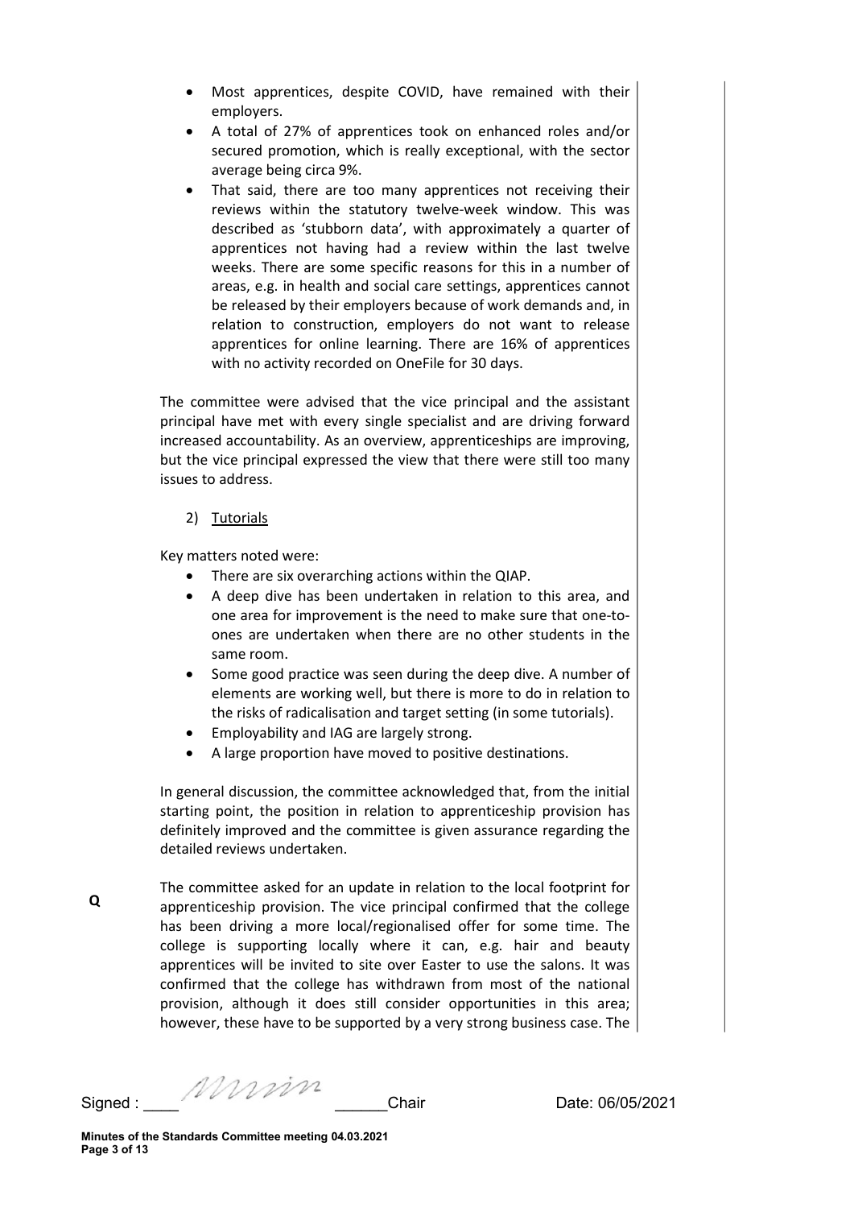- Most apprentices, despite COVID, have remained with their employers.
- A total of 27% of apprentices took on enhanced roles and/or secured promotion, which is really exceptional, with the sector average being circa 9%.
- That said, there are too many apprentices not receiving their reviews within the statutory twelve-week window. This was described as 'stubborn data', with approximately a quarter of apprentices not having had a review within the last twelve weeks. There are some specific reasons for this in a number of areas, e.g. in health and social care settings, apprentices cannot be released by their employers because of work demands and, in relation to construction, employers do not want to release apprentices for online learning. There are 16% of apprentices with no activity recorded on OneFile for 30 days.

The committee were advised that the vice principal and the assistant principal have met with every single specialist and are driving forward increased accountability. As an overview, apprenticeships are improving, but the vice principal expressed the view that there were still too many issues to address.

2) Tutorials

Key matters noted were:

- There are six overarching actions within the QIAP.
- A deep dive has been undertaken in relation to this area, and one area for improvement is the need to make sure that one-to-ones are undertaken when there are no other students in the same room.
- Some good practice was seen during the deep dive. A number of elements are working well, but there is more to do in relation to the risks of radicalisation and target setting (in some tutorials).
- Employability and IAG are largely strong.
- A large proportion have moved to positive destinations.

In general discussion, the committee acknowledged that, from the initial starting point, the position in relation to apprenticeship provision has definitely improved and the committee is given assurance regarding the detailed reviews undertaken.

**Q** The committee asked for an update in relation to the local footprint for apprenticeship provision. The vice principal confirmed that the college has been driving a more local/regionalised offer for some time. The college is supporting locally where it can, e.g. hair and beauty apprentices will be invited to site over Easter to use the salons. It was confirmed that the college has withdrawn from most of the national provision, although it does still consider opportunities in this area; however, these have to be supported by a very strong business case. The

Signed : ____ *[signature]* ______Chair Date: 06/05/2021

Minutes of the Standards Committee meeting 04.03.2021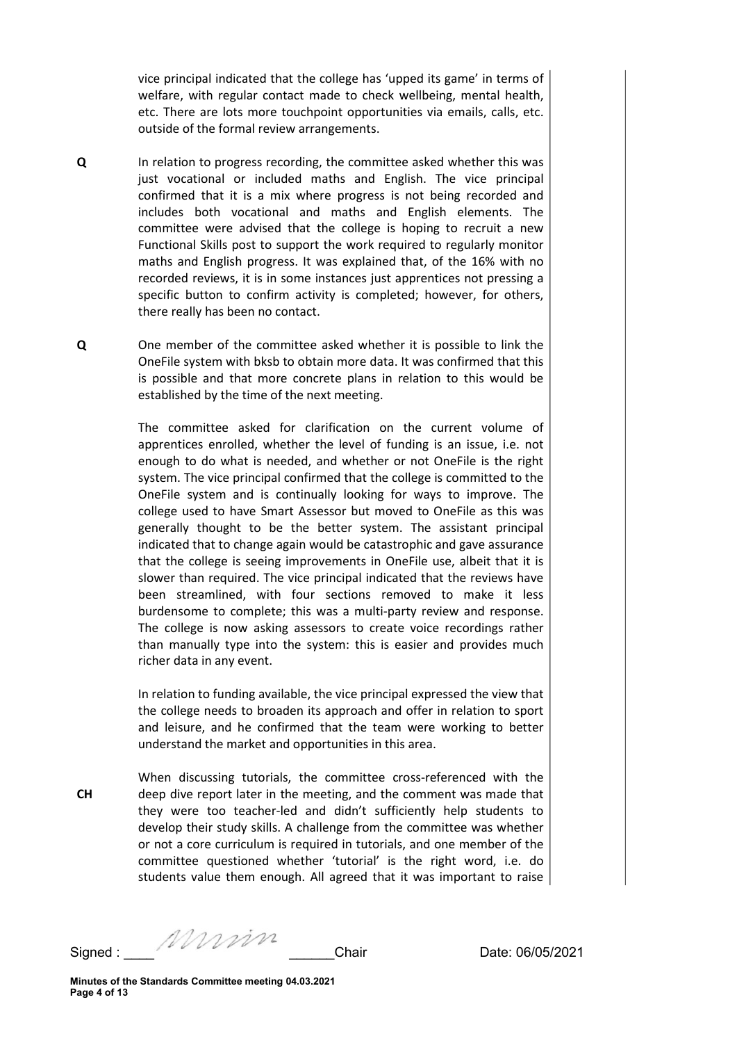vice principal indicated that the college has 'upped its game' in terms of welfare, with regular contact made to check wellbeing, mental health, etc. There are lots more touchpoint opportunities via emails, calls, etc. outside of the formal review arrangements.

**Q** In relation to progress recording, the committee asked whether this was just vocational or included maths and English. The vice principal confirmed that it is a mix where progress is not being recorded and includes both vocational and maths and English elements. The committee were advised that the college is hoping to recruit a new Functional Skills post to support the work required to regularly monitor maths and English progress. It was explained that, of the 16% with no recorded reviews, it is in some instances just apprentices not pressing a specific button to confirm activity is completed; however, for others, there really has been no contact.

**Q** One member of the committee asked whether it is possible to link the OneFile system with bksb to obtain more data. It was confirmed that this is possible and that more concrete plans in relation to this would be established by the time of the next meeting.

The committee asked for clarification on the current volume of apprentices enrolled, whether the level of funding is an issue, i.e. not enough to do what is needed, and whether or not OneFile is the right system. The vice principal confirmed that the college is committed to the OneFile system and is continually looking for ways to improve. The college used to have Smart Assessor but moved to OneFile as this was generally thought to be the better system. The assistant principal indicated that to change again would be catastrophic and gave assurance that the college is seeing improvements in OneFile use, albeit that it is slower than required. The vice principal indicated that the reviews have been streamlined, with four sections removed to make it less burdensome to complete; this was a multi-party review and response. The college is now asking assessors to create voice recordings rather than manually type into the system: this is easier and provides much richer data in any event.

In relation to funding available, the vice principal expressed the view that the college needs to broaden its approach and offer in relation to sport and leisure, and he confirmed that the team were working to better understand the market and opportunities in this area.

**CH** When discussing tutorials, the committee cross-referenced with the deep dive report later in the meeting, and the comment was made that they were too teacher-led and didn't sufficiently help students to develop their study skills. A challenge from the committee was whether or not a core curriculum is required in tutorials, and one member of the committee questioned whether 'tutorial' is the right word, i.e. do students value them enough. All agreed that it was important to raise

Signed : ____ *[signature]* ______Chair Date: 06/05/2021

**Minutes of the Standards Committee meeting 04.03.2021**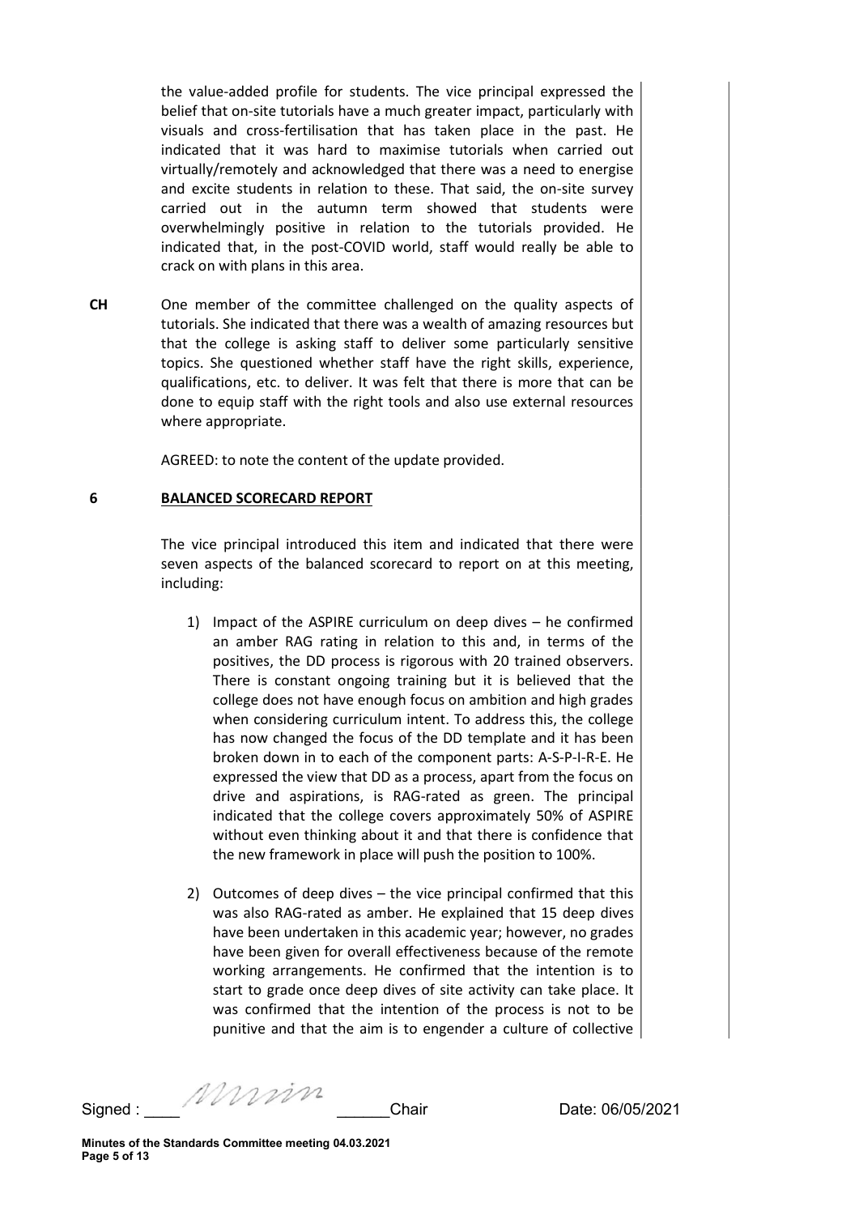the value-added profile for students. The vice principal expressed the belief that on-site tutorials have a much greater impact, particularly with visuals and cross-fertilisation that has taken place in the past. He indicated that it was hard to maximise tutorials when carried out virtually/remotely and acknowledged that there was a need to energise and excite students in relation to these. That said, the on-site survey carried out in the autumn term showed that students were overwhelmingly positive in relation to the tutorials provided. He indicated that, in the post-COVID world, staff would really be able to crack on with plans in this area.

**CH** One member of the committee challenged on the quality aspects of tutorials. She indicated that there was a wealth of amazing resources but that the college is asking staff to deliver some particularly sensitive topics. She questioned whether staff have the right skills, experience, qualifications, etc. to deliver. It was felt that there is more that can be done to equip staff with the right tools and also use external resources where appropriate.

AGREED: to note the content of the update provided.

## 6 BALANCED SCORECARD REPORT

The vice principal introduced this item and indicated that there were seven aspects of the balanced scorecard to report on at this meeting, including:

1) Impact of the ASPIRE curriculum on deep dives – he confirmed an amber RAG rating in relation to this and, in terms of the positives, the DD process is rigorous with 20 trained observers. There is constant ongoing training but it is believed that the college does not have enough focus on ambition and high grades when considering curriculum intent. To address this, the college has now changed the focus of the DD template and it has been broken down in to each of the component parts: A-S-P-I-R-E. He expressed the view that DD as a process, apart from the focus on drive and aspirations, is RAG-rated as green. The principal indicated that the college covers approximately 50% of ASPIRE without even thinking about it and that there is confidence that the new framework in place will push the position to 100%.

2) Outcomes of deep dives – the vice principal confirmed that this was also RAG-rated as amber. He explained that 15 deep dives have been undertaken in this academic year; however, no grades have been given for overall effectiveness because of the remote working arrangements. He confirmed that the intention is to start to grade once deep dives of site activity can take place. It was confirmed that the intention of the process is not to be punitive and that the aim is to engender a culture of collective

Signed : ____ ______Chair Date: 06/05/2021

Minutes of the Standards Committee meeting 04.03.2021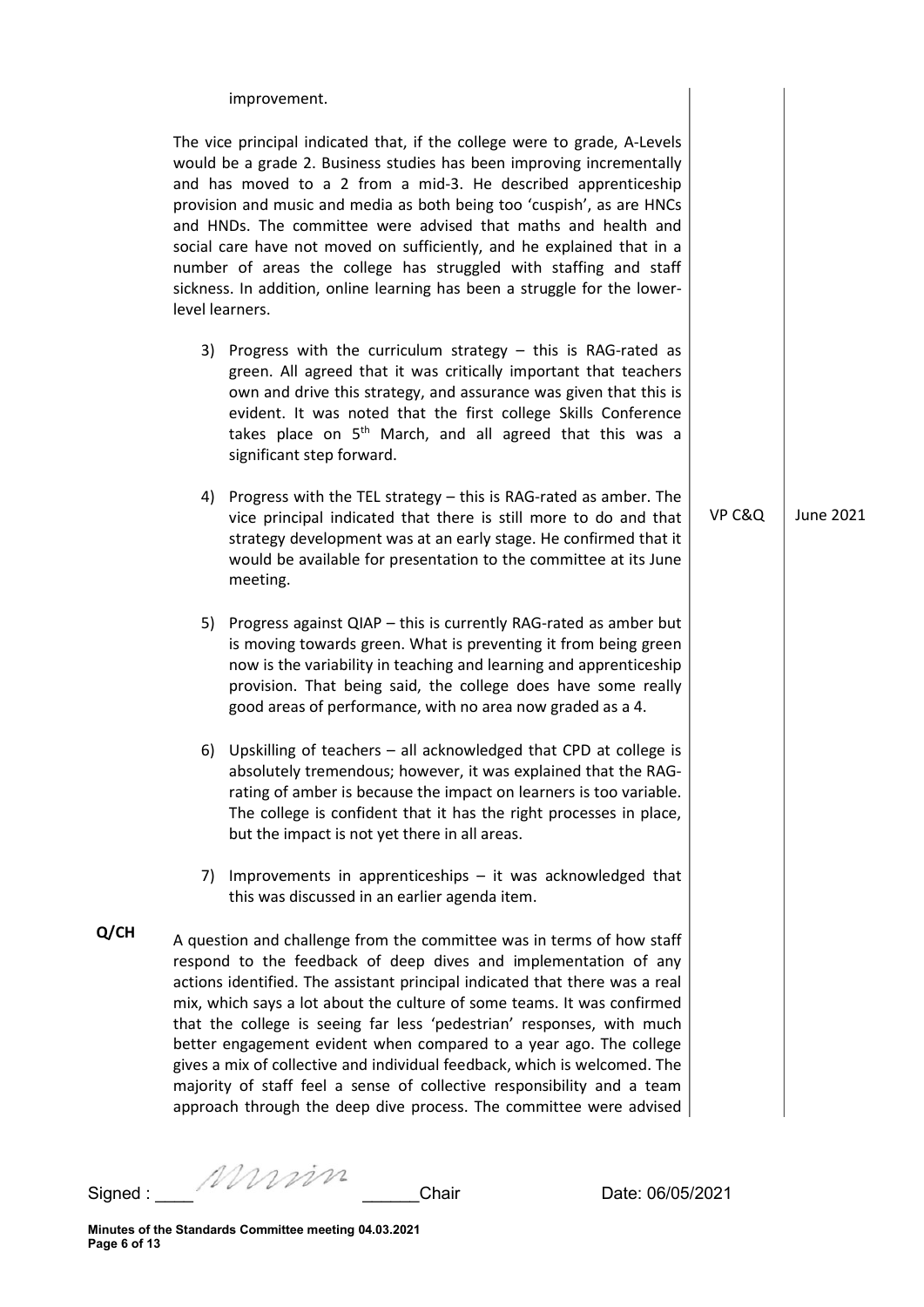improvement.

The vice principal indicated that, if the college were to grade, A-Levels would be a grade 2. Business studies has been improving incrementally and has moved to a 2 from a mid-3. He described apprenticeship provision and music and media as both being too 'cuspish', as are HNCs and HNDs. The committee were advised that maths and health and social care have not moved on sufficiently, and he explained that in a number of areas the college has struggled with staffing and staff sickness. In addition, online learning has been a struggle for the lower-level learners.

3) Progress with the curriculum strategy – this is RAG-rated as green. All agreed that it was critically important that teachers own and drive this strategy, and assurance was given that this is evident. It was noted that the first college Skills Conference takes place on 5th March, and all agreed that this was a significant step forward.

4) Progress with the TEL strategy – this is RAG-rated as amber. The vice principal indicated that there is still more to do and that strategy development was at an early stage. He confirmed that it would be available for presentation to the committee at its June meeting. — **VP C&Q** — **June 2021**

5) Progress against QIAP – this is currently RAG-rated as amber but is moving towards green. What is preventing it from being green now is the variability in teaching and learning and apprenticeship provision. That being said, the college does have some really good areas of performance, with no area now graded as a 4.

6) Upskilling of teachers – all acknowledged that CPD at college is absolutely tremendous; however, it was explained that the RAG-rating of amber is because the impact on learners is too variable. The college is confident that it has the right processes in place, but the impact is not yet there in all areas.

7) Improvements in apprenticeships – it was acknowledged that this was discussed in an earlier agenda item.

**Q/CH** A question and challenge from the committee was in terms of how staff respond to the feedback of deep dives and implementation of any actions identified. The assistant principal indicated that there was a real mix, which says a lot about the culture of some teams. It was confirmed that the college is seeing far less 'pedestrian' responses, with much better engagement evident when compared to a year ago. The college gives a mix of collective and individual feedback, which is welcomed. The majority of staff feel a sense of collective responsibility and a team approach through the deep dive process. The committee were advised

Signed : ____ *[signature]* ______Chair    Date: 06/05/2021

**Minutes of the Standards Committee meeting 04.03.2021**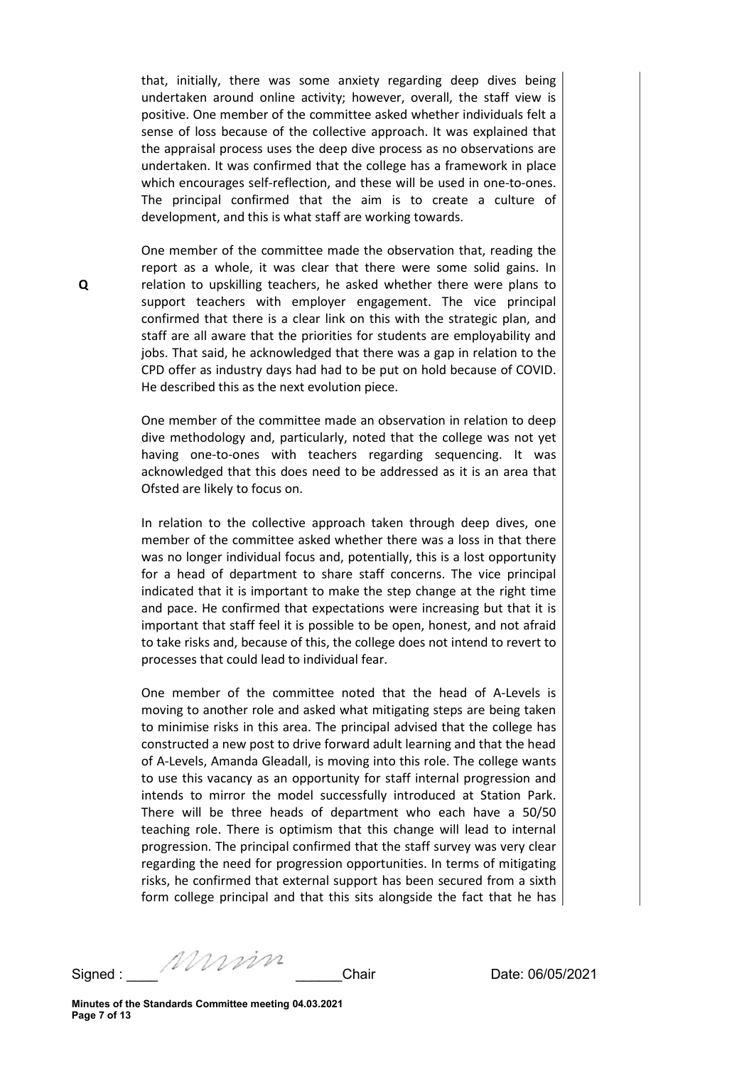that, initially, there was some anxiety regarding deep dives being undertaken around online activity; however, overall, the staff view is positive. One member of the committee asked whether individuals felt a sense of loss because of the collective approach. It was explained that the appraisal process uses the deep dive process as no observations are undertaken. It was confirmed that the college has a framework in place which encourages self-reflection, and these will be used in one-to-ones. The principal confirmed that the aim is to create a culture of development, and this is what staff are working towards.

**Q**

One member of the committee made the observation that, reading the report as a whole, it was clear that there were some solid gains. In relation to upskilling teachers, he asked whether there were plans to support teachers with employer engagement. The vice principal confirmed that there is a clear link on this with the strategic plan, and staff are all aware that the priorities for students are employability and jobs. That said, he acknowledged that there was a gap in relation to the CPD offer as industry days had had to be put on hold because of COVID. He described this as the next evolution piece.

One member of the committee made an observation in relation to deep dive methodology and, particularly, noted that the college was not yet having one-to-ones with teachers regarding sequencing. It was acknowledged that this does need to be addressed as it is an area that Ofsted are likely to focus on.

In relation to the collective approach taken through deep dives, one member of the committee asked whether there was a loss in that there was no longer individual focus and, potentially, this is a lost opportunity for a head of department to share staff concerns. The vice principal indicated that it is important to make the step change at the right time and pace. He confirmed that expectations were increasing but that it is important that staff feel it is possible to be open, honest, and not afraid to take risks and, because of this, the college does not intend to revert to processes that could lead to individual fear.

One member of the committee noted that the head of A-Levels is moving to another role and asked what mitigating steps are being taken to minimise risks in this area. The principal advised that the college has constructed a new post to drive forward adult learning and that the head of A-Levels, Amanda Gleadall, is moving into this role. The college wants to use this vacancy as an opportunity for staff internal progression and intends to mirror the model successfully introduced at Station Park. There will be three heads of department who each have a 50/50 teaching role. There is optimism that this change will lead to internal progression. The principal confirmed that the staff survey was very clear regarding the need for progression opportunities. In terms of mitigating risks, he confirmed that external support has been secured from a sixth form college principal and that this sits alongside the fact that he has

Signed : ____ *[signature]* ______Chair Date: 06/05/2021

**Minutes of the Standards Committee meeting 04.03.2021**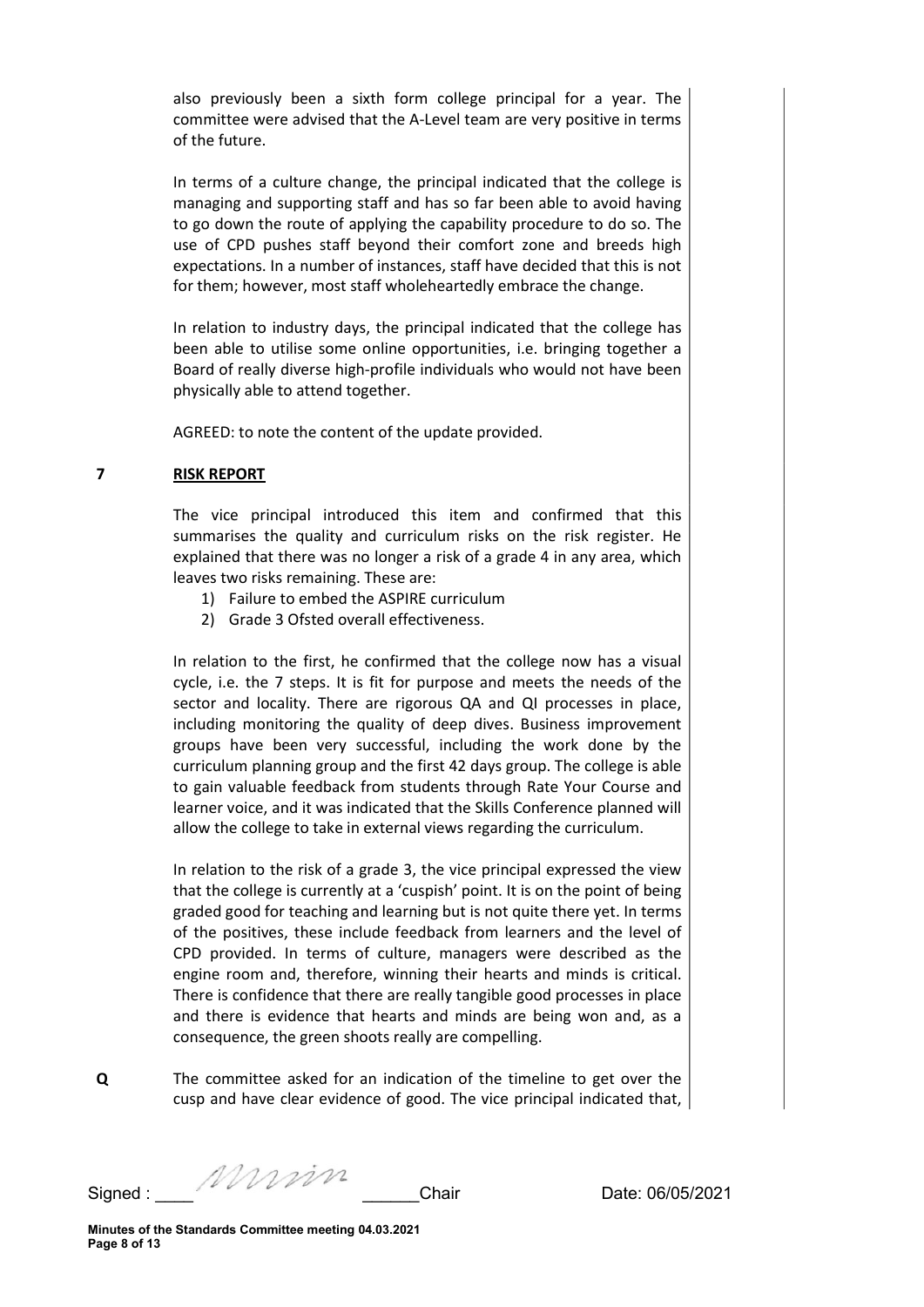also previously been a sixth form college principal for a year. The committee were advised that the A-Level team are very positive in terms of the future.

In terms of a culture change, the principal indicated that the college is managing and supporting staff and has so far been able to avoid having to go down the route of applying the capability procedure to do so. The use of CPD pushes staff beyond their comfort zone and breeds high expectations. In a number of instances, staff have decided that this is not for them; however, most staff wholeheartedly embrace the change.

In relation to industry days, the principal indicated that the college has been able to utilise some online opportunities, i.e. bringing together a Board of really diverse high-profile individuals who would not have been physically able to attend together.

AGREED: to note the content of the update provided.

## 7 RISK REPORT

The vice principal introduced this item and confirmed that this summarises the quality and curriculum risks on the risk register. He explained that there was no longer a risk of a grade 4 in any area, which leaves two risks remaining. These are:

1) Failure to embed the ASPIRE curriculum
2) Grade 3 Ofsted overall effectiveness.

In relation to the first, he confirmed that the college now has a visual cycle, i.e. the 7 steps. It is fit for purpose and meets the needs of the sector and locality. There are rigorous QA and QI processes in place, including monitoring the quality of deep dives. Business improvement groups have been very successful, including the work done by the curriculum planning group and the first 42 days group. The college is able to gain valuable feedback from students through Rate Your Course and learner voice, and it was indicated that the Skills Conference planned will allow the college to take in external views regarding the curriculum.

In relation to the risk of a grade 3, the vice principal expressed the view that the college is currently at a 'cuspish' point. It is on the point of being graded good for teaching and learning but is not quite there yet. In terms of the positives, these include feedback from learners and the level of CPD provided. In terms of culture, managers were described as the engine room and, therefore, winning their hearts and minds is critical. There is confidence that there are really tangible good processes in place and there is evidence that hearts and minds are being won and, as a consequence, the green shoots really are compelling.

**Q** The committee asked for an indication of the timeline to get over the cusp and have clear evidence of good. The vice principal indicated that,

Signed : ____ ______Chair Date: 06/05/2021

**Minutes of the Standards Committee meeting 04.03.2021**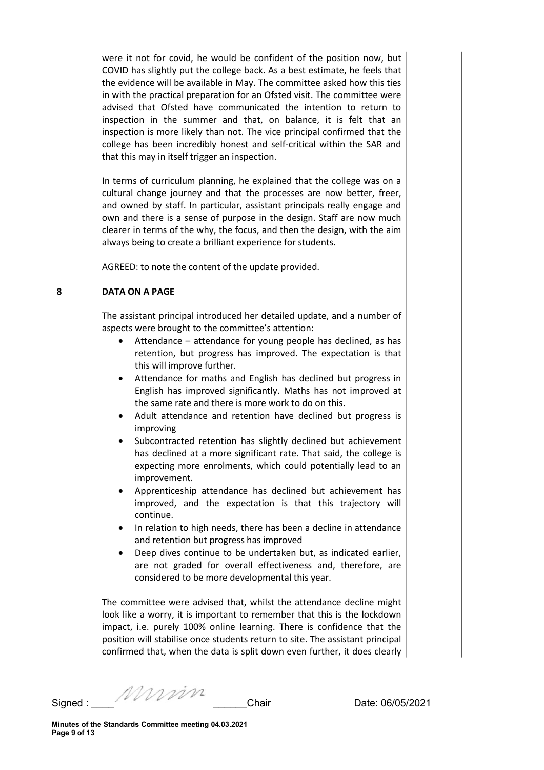were it not for covid, he would be confident of the position now, but COVID has slightly put the college back. As a best estimate, he feels that the evidence will be available in May. The committee asked how this ties in with the practical preparation for an Ofsted visit. The committee were advised that Ofsted have communicated the intention to return to inspection in the summer and that, on balance, it is felt that an inspection is more likely than not. The vice principal confirmed that the college has been incredibly honest and self-critical within the SAR and that this may in itself trigger an inspection.

In terms of curriculum planning, he explained that the college was on a cultural change journey and that the processes are now better, freer, and owned by staff. In particular, assistant principals really engage and own and there is a sense of purpose in the design. Staff are now much clearer in terms of the why, the focus, and then the design, with the aim always being to create a brilliant experience for students.

AGREED: to note the content of the update provided.

## 8 DATA ON A PAGE

The assistant principal introduced her detailed update, and a number of aspects were brought to the committee's attention:

- Attendance – attendance for young people has declined, as has retention, but progress has improved. The expectation is that this will improve further.
- Attendance for maths and English has declined but progress in English has improved significantly. Maths has not improved at the same rate and there is more work to do on this.
- Adult attendance and retention have declined but progress is improving
- Subcontracted retention has slightly declined but achievement has declined at a more significant rate. That said, the college is expecting more enrolments, which could potentially lead to an improvement.
- Apprenticeship attendance has declined but achievement has improved, and the expectation is that this trajectory will continue.
- In relation to high needs, there has been a decline in attendance and retention but progress has improved
- Deep dives continue to be undertaken but, as indicated earlier, are not graded for overall effectiveness and, therefore, are considered to be more developmental this year.

The committee were advised that, whilst the attendance decline might look like a worry, it is important to remember that this is the lockdown impact, i.e. purely 100% online learning. There is confidence that the position will stabilise once students return to site. The assistant principal confirmed that, when the data is split down even further, it does clearly

Signed : ____ [signature] ______Chair Date: 06/05/2021

Minutes of the Standards Committee meeting 04.03.2021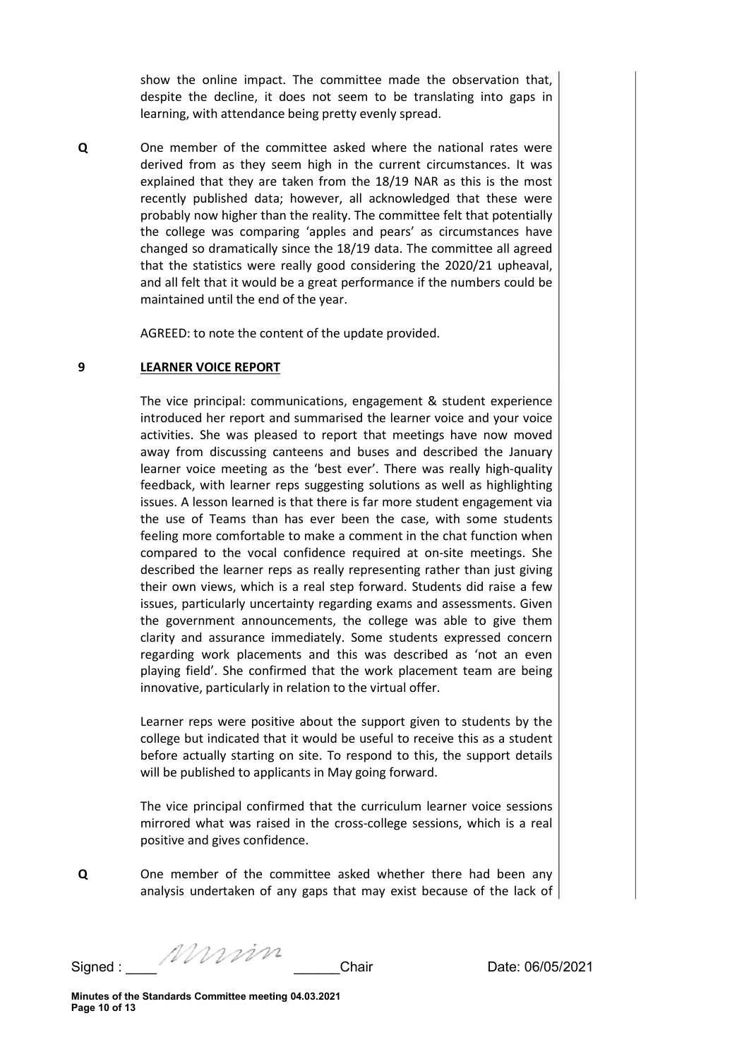show the online impact. The committee made the observation that, despite the decline, it does not seem to be translating into gaps in learning, with attendance being pretty evenly spread.

**Q** One member of the committee asked where the national rates were derived from as they seem high in the current circumstances. It was explained that they are taken from the 18/19 NAR as this is the most recently published data; however, all acknowledged that these were probably now higher than the reality. The committee felt that potentially the college was comparing 'apples and pears' as circumstances have changed so dramatically since the 18/19 data. The committee all agreed that the statistics were really good considering the 2020/21 upheaval, and all felt that it would be a great performance if the numbers could be maintained until the end of the year.

AGREED: to note the content of the update provided.

## 9 LEARNER VOICE REPORT

The vice principal: communications, engagement & student experience introduced her report and summarised the learner voice and your voice activities. She was pleased to report that meetings have now moved away from discussing canteens and buses and described the January learner voice meeting as the 'best ever'. There was really high-quality feedback, with learner reps suggesting solutions as well as highlighting issues. A lesson learned is that there is far more student engagement via the use of Teams than has ever been the case, with some students feeling more comfortable to make a comment in the chat function when compared to the vocal confidence required at on-site meetings. She described the learner reps as really representing rather than just giving their own views, which is a real step forward. Students did raise a few issues, particularly uncertainty regarding exams and assessments. Given the government announcements, the college was able to give them clarity and assurance immediately. Some students expressed concern regarding work placements and this was described as 'not an even playing field'. She confirmed that the work placement team are being innovative, particularly in relation to the virtual offer.

Learner reps were positive about the support given to students by the college but indicated that it would be useful to receive this as a student before actually starting on site. To respond to this, the support details will be published to applicants in May going forward.

The vice principal confirmed that the curriculum learner voice sessions mirrored what was raised in the cross-college sessions, which is a real positive and gives confidence.

**Q** One member of the committee asked whether there had been any analysis undertaken of any gaps that may exist because of the lack of

Signed : ____ ______Chair Date: 06/05/2021

**Minutes of the Standards Committee meeting 04.03.2021**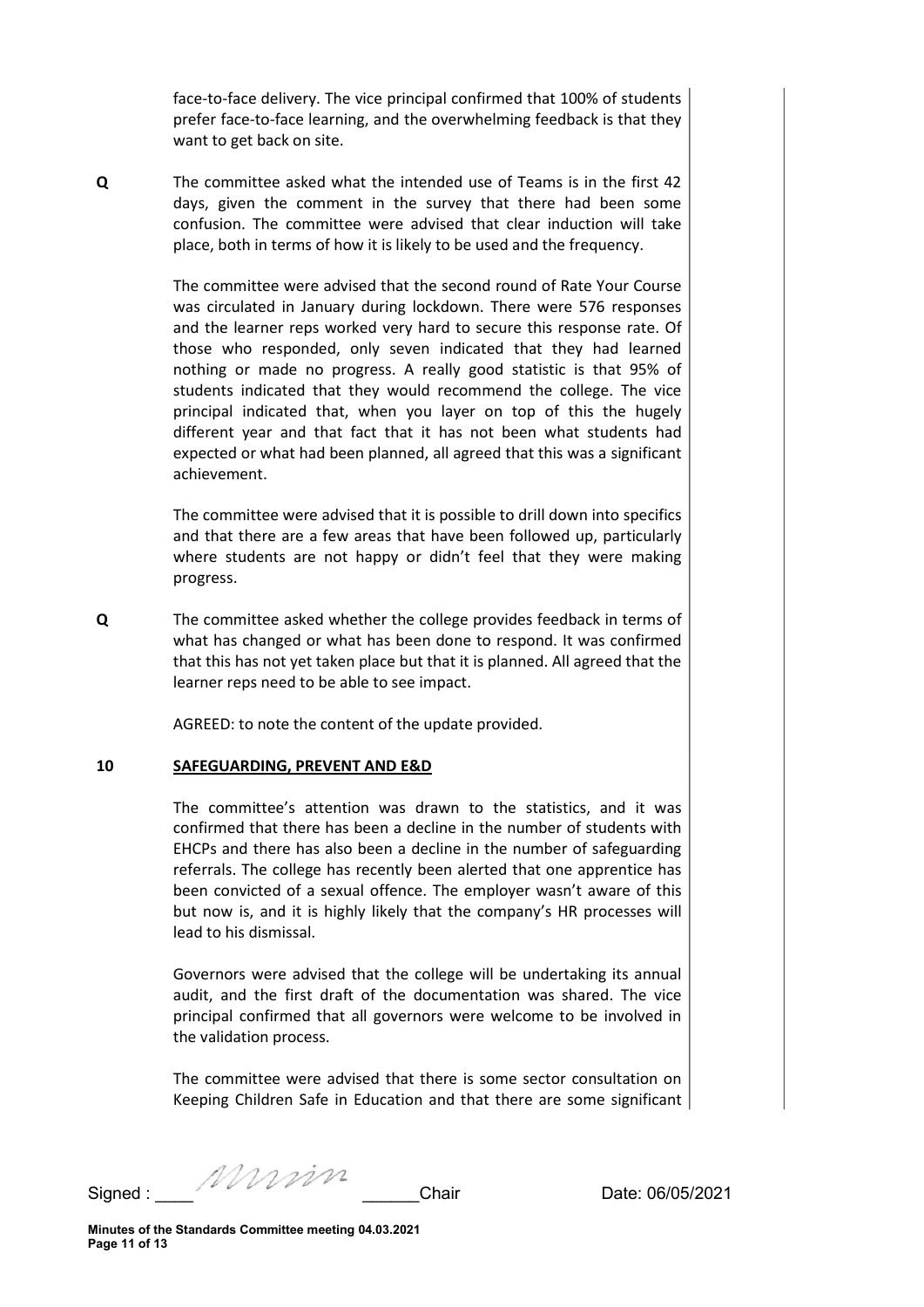face-to-face delivery. The vice principal confirmed that 100% of students prefer face-to-face learning, and the overwhelming feedback is that they want to get back on site.

**Q** The committee asked what the intended use of Teams is in the first 42 days, given the comment in the survey that there had been some confusion. The committee were advised that clear induction will take place, both in terms of how it is likely to be used and the frequency.

The committee were advised that the second round of Rate Your Course was circulated in January during lockdown. There were 576 responses and the learner reps worked very hard to secure this response rate. Of those who responded, only seven indicated that they had learned nothing or made no progress. A really good statistic is that 95% of students indicated that they would recommend the college. The vice principal indicated that, when you layer on top of this the hugely different year and that fact that it has not been what students had expected or what had been planned, all agreed that this was a significant achievement.

The committee were advised that it is possible to drill down into specifics and that there are a few areas that have been followed up, particularly where students are not happy or didn't feel that they were making progress.

**Q** The committee asked whether the college provides feedback in terms of what has changed or what has been done to respond. It was confirmed that this has not yet taken place but that it is planned. All agreed that the learner reps need to be able to see impact.

AGREED: to note the content of the update provided.

## 10 SAFEGUARDING, PREVENT AND E&D

The committee's attention was drawn to the statistics, and it was confirmed that there has been a decline in the number of students with EHCPs and there has also been a decline in the number of safeguarding referrals. The college has recently been alerted that one apprentice has been convicted of a sexual offence. The employer wasn't aware of this but now is, and it is highly likely that the company's HR processes will lead to his dismissal.

Governors were advised that the college will be undertaking its annual audit, and the first draft of the documentation was shared. The vice principal confirmed that all governors were welcome to be involved in the validation process.

The committee were advised that there is some sector consultation on Keeping Children Safe in Education and that there are some significant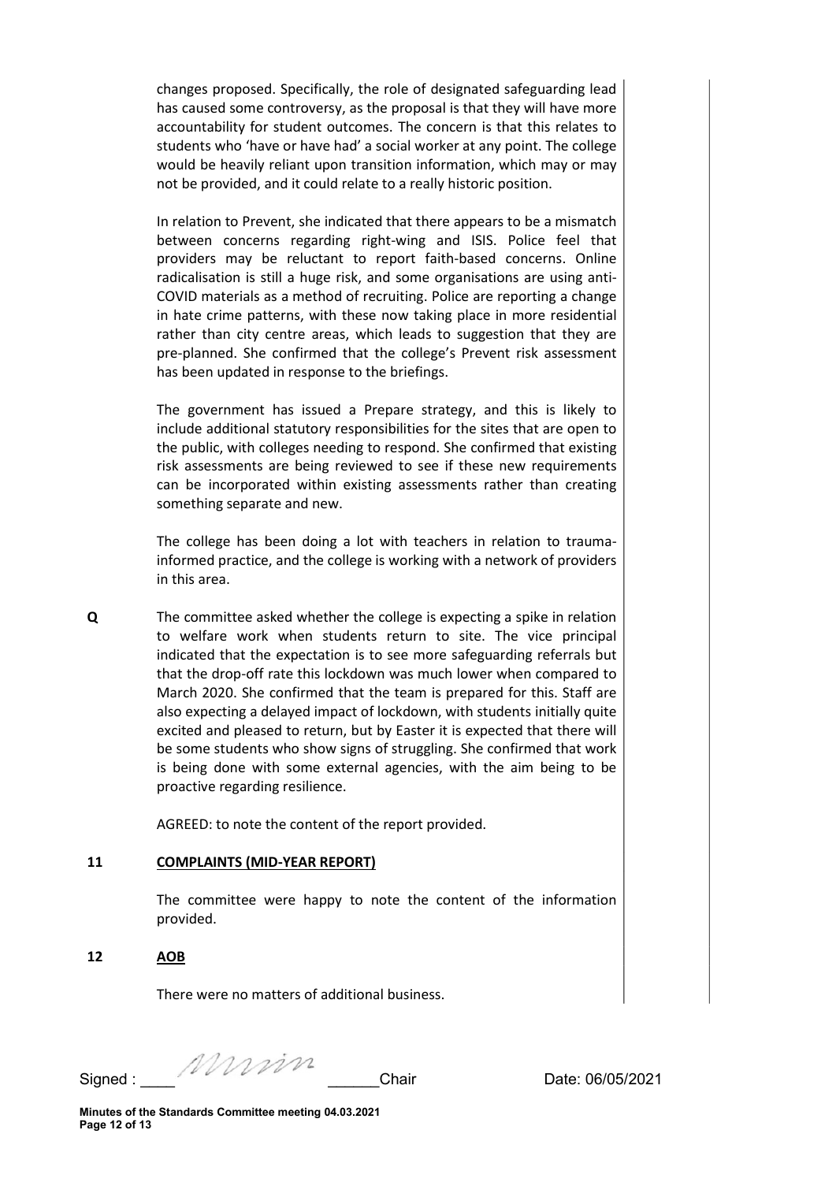changes proposed. Specifically, the role of designated safeguarding lead has caused some controversy, as the proposal is that they will have more accountability for student outcomes. The concern is that this relates to students who 'have or have had' a social worker at any point. The college would be heavily reliant upon transition information, which may or may not be provided, and it could relate to a really historic position.

In relation to Prevent, she indicated that there appears to be a mismatch between concerns regarding right-wing and ISIS. Police feel that providers may be reluctant to report faith-based concerns. Online radicalisation is still a huge risk, and some organisations are using anti-COVID materials as a method of recruiting. Police are reporting a change in hate crime patterns, with these now taking place in more residential rather than city centre areas, which leads to suggestion that they are pre-planned. She confirmed that the college's Prevent risk assessment has been updated in response to the briefings.

The government has issued a Prepare strategy, and this is likely to include additional statutory responsibilities for the sites that are open to the public, with colleges needing to respond. She confirmed that existing risk assessments are being reviewed to see if these new requirements can be incorporated within existing assessments rather than creating something separate and new.

The college has been doing a lot with teachers in relation to trauma-informed practice, and the college is working with a network of providers in this area.

**Q** The committee asked whether the college is expecting a spike in relation to welfare work when students return to site. The vice principal indicated that the expectation is to see more safeguarding referrals but that the drop-off rate this lockdown was much lower when compared to March 2020. She confirmed that the team is prepared for this. Staff are also expecting a delayed impact of lockdown, with students initially quite excited and pleased to return, but by Easter it is expected that there will be some students who show signs of struggling. She confirmed that work is being done with some external agencies, with the aim being to be proactive regarding resilience.

AGREED: to note the content of the report provided.

## 11 COMPLAINTS (MID-YEAR REPORT)

The committee were happy to note the content of the information provided.

## 12 AOB

There were no matters of additional business.

Signed : ____ [signature] ______Chair Date: 06/05/2021

**Minutes of the Standards Committee meeting 04.03.2021**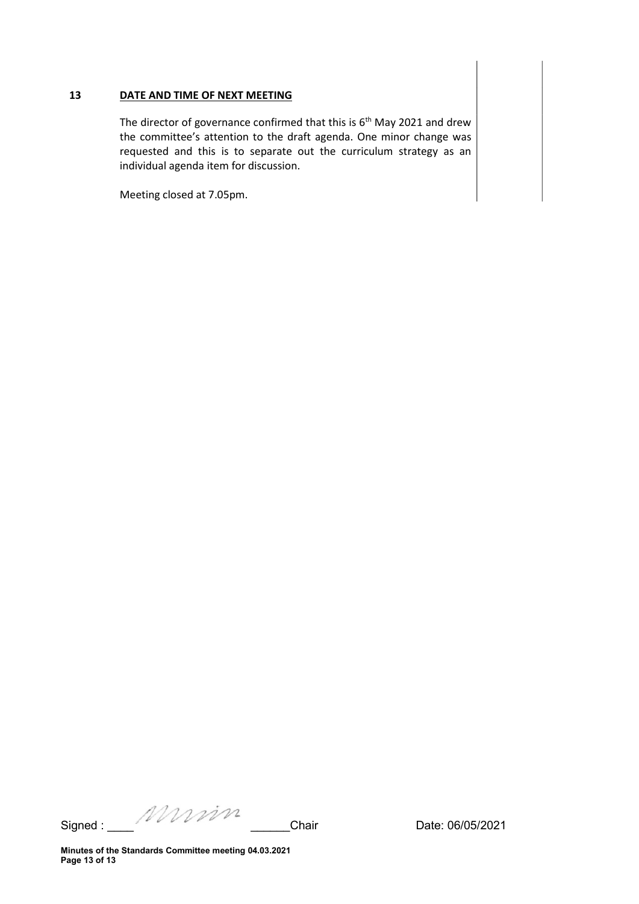## 13 DATE AND TIME OF NEXT MEETING

The director of governance confirmed that this is 6th May 2021 and drew the committee's attention to the draft agenda. One minor change was requested and this is to separate out the curriculum strategy as an individual agenda item for discussion.

Meeting closed at 7.05pm.

Signed : ____ Mmin ______Chair Date: 06/05/2021